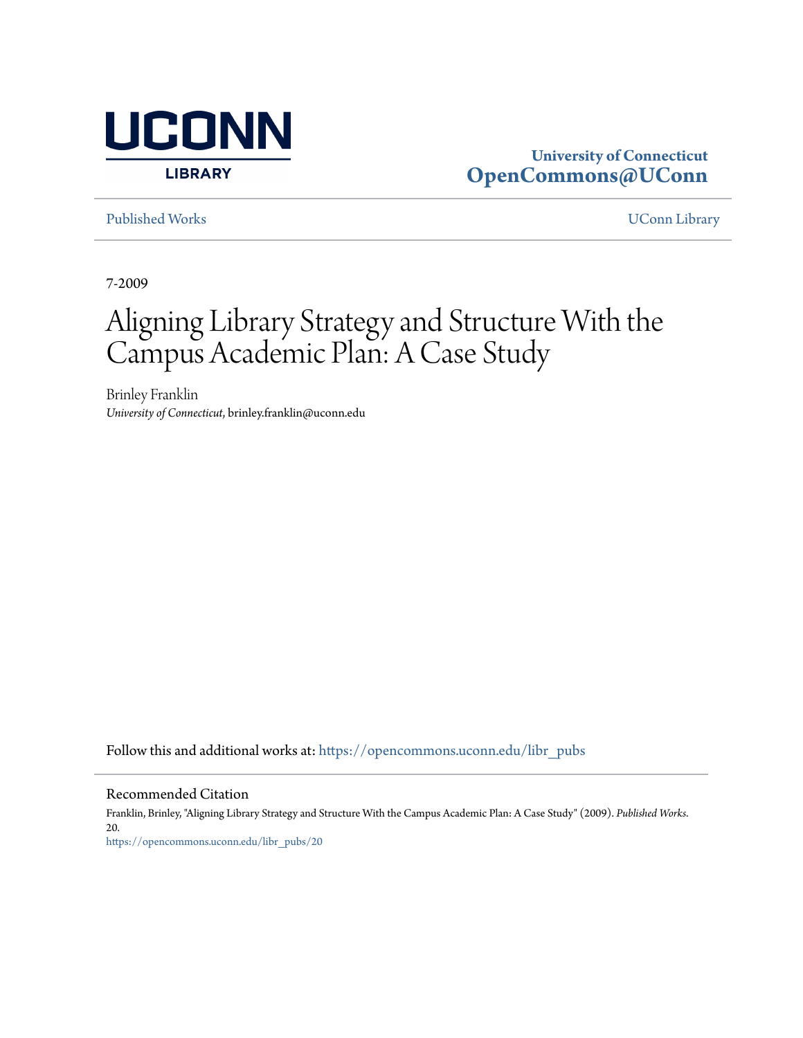UCONN LIBRARY

**University of Connecticut**
**OpenCommons@UConn**

Published Works | UConn Library

7-2009

# Aligning Library Strategy and Structure With the Campus Academic Plan: A Case Study

Brinley Franklin
*University of Connecticut*, brinley.franklin@uconn.edu

Follow this and additional works at: https://opencommons.uconn.edu/libr_pubs

## Recommended Citation

Franklin, Brinley, "Aligning Library Strategy and Structure With the Campus Academic Plan: A Case Study" (2009). *Published Works*. 20.
https://opencommons.uconn.edu/libr_pubs/20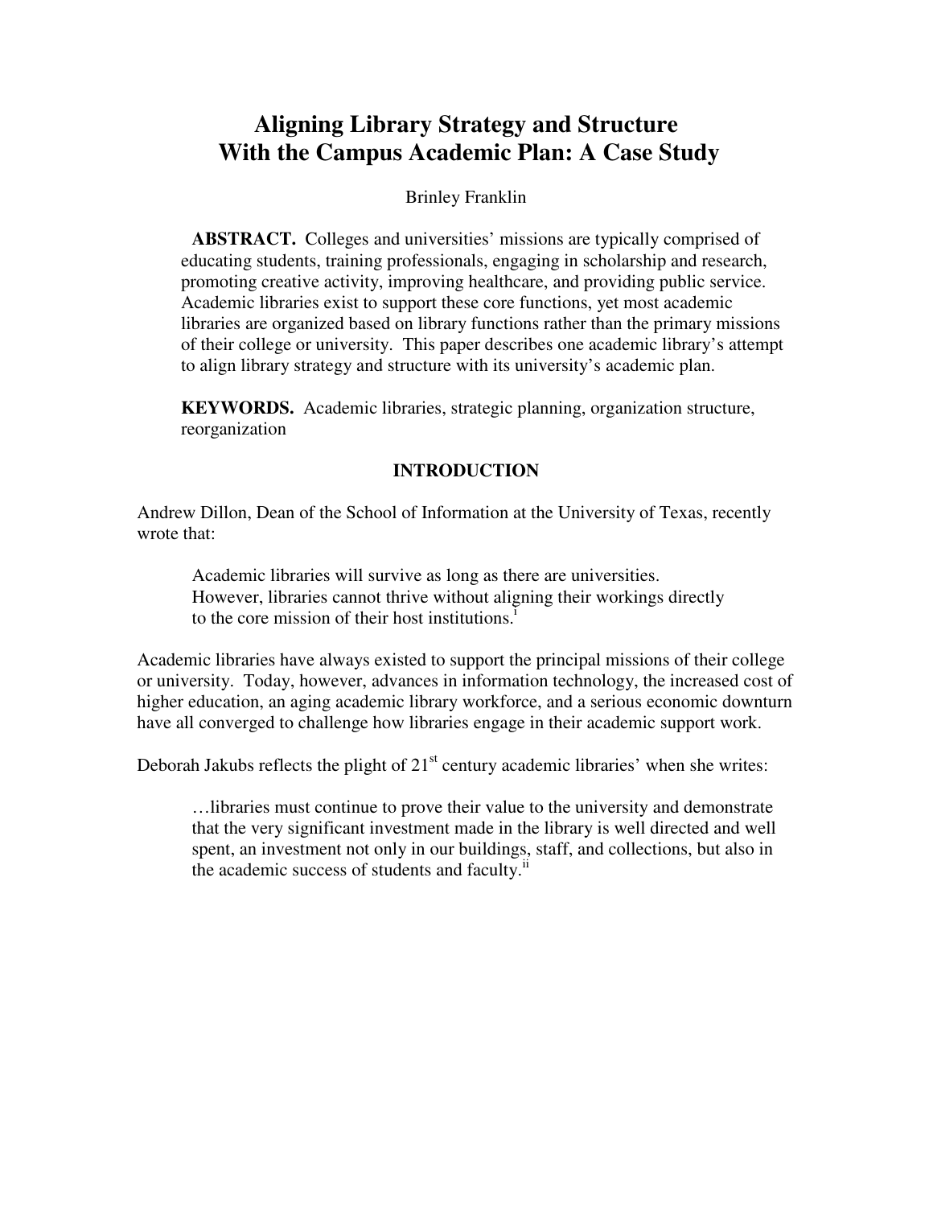# Aligning Library Strategy and Structure With the Campus Academic Plan: A Case Study

Brinley Franklin

**ABSTRACT.** Colleges and universities' missions are typically comprised of educating students, training professionals, engaging in scholarship and research, promoting creative activity, improving healthcare, and providing public service. Academic libraries exist to support these core functions, yet most academic libraries are organized based on library functions rather than the primary missions of their college or university. This paper describes one academic library's attempt to align library strategy and structure with its university's academic plan.

**KEYWORDS.** Academic libraries, strategic planning, organization structure, reorganization

## INTRODUCTION

Andrew Dillon, Dean of the School of Information at the University of Texas, recently wrote that:

> Academic libraries will survive as long as there are universities. However, libraries cannot thrive without aligning their workings directly to the core mission of their host institutions.[i]

Academic libraries have always existed to support the principal missions of their college or university. Today, however, advances in information technology, the increased cost of higher education, an aging academic library workforce, and a serious economic downturn have all converged to challenge how libraries engage in their academic support work.

Deborah Jakubs reflects the plight of 21st century academic libraries' when she writes:

> …libraries must continue to prove their value to the university and demonstrate that the very significant investment made in the library is well directed and well spent, an investment not only in our buildings, staff, and collections, but also in the academic success of students and faculty.[ii]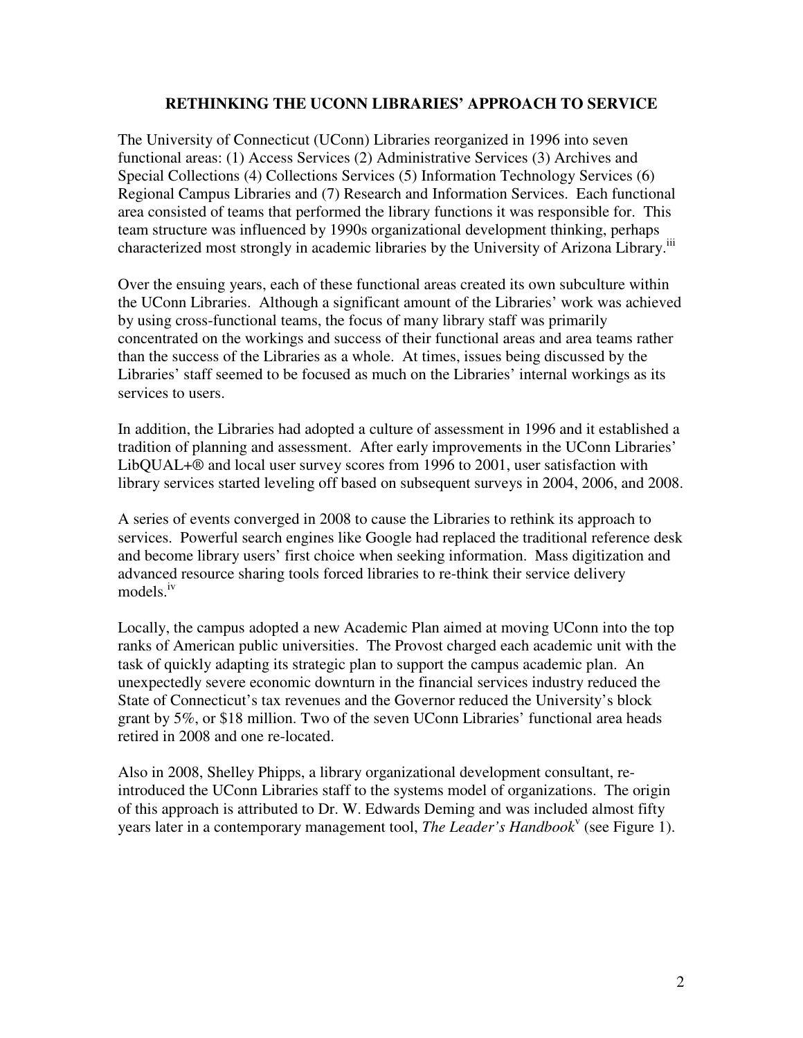## RETHINKING THE UCONN LIBRARIES' APPROACH TO SERVICE

The University of Connecticut (UConn) Libraries reorganized in 1996 into seven functional areas: (1) Access Services (2) Administrative Services (3) Archives and Special Collections (4) Collections Services (5) Information Technology Services (6) Regional Campus Libraries and (7) Research and Information Services. Each functional area consisted of teams that performed the library functions it was responsible for. This team structure was influenced by 1990s organizational development thinking, perhaps characterized most strongly in academic libraries by the University of Arizona Library.[iii]

Over the ensuing years, each of these functional areas created its own subculture within the UConn Libraries. Although a significant amount of the Libraries' work was achieved by using cross-functional teams, the focus of many library staff was primarily concentrated on the workings and success of their functional areas and area teams rather than the success of the Libraries as a whole. At times, issues being discussed by the Libraries' staff seemed to be focused as much on the Libraries' internal workings as its services to users.

In addition, the Libraries had adopted a culture of assessment in 1996 and it established a tradition of planning and assessment. After early improvements in the UConn Libraries' LibQUAL+® and local user survey scores from 1996 to 2001, user satisfaction with library services started leveling off based on subsequent surveys in 2004, 2006, and 2008.

A series of events converged in 2008 to cause the Libraries to rethink its approach to services. Powerful search engines like Google had replaced the traditional reference desk and become library users' first choice when seeking information. Mass digitization and advanced resource sharing tools forced libraries to re-think their service delivery models.[iv]

Locally, the campus adopted a new Academic Plan aimed at moving UConn into the top ranks of American public universities. The Provost charged each academic unit with the task of quickly adapting its strategic plan to support the campus academic plan. An unexpectedly severe economic downturn in the financial services industry reduced the State of Connecticut's tax revenues and the Governor reduced the University's block grant by 5%, or $18 million. Two of the seven UConn Libraries' functional area heads retired in 2008 and one re-located.

Also in 2008, Shelley Phipps, a library organizational development consultant, re-introduced the UConn Libraries staff to the systems model of organizations. The origin of this approach is attributed to Dr. W. Edwards Deming and was included almost fifty years later in a contemporary management tool, *The Leader's Handbook*[v] (see Figure 1).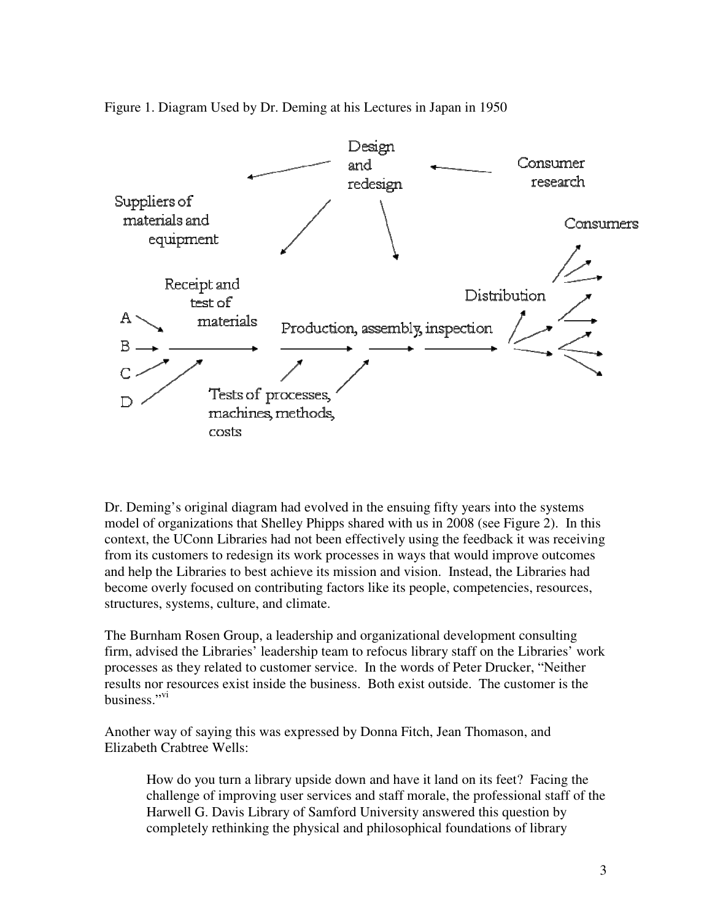Figure 1. Diagram Used by Dr. Deming at his Lectures in Japan in 1950

Dr. Deming's original diagram had evolved in the ensuing fifty years into the systems model of organizations that Shelley Phipps shared with us in 2008 (see Figure 2). In this context, the UConn Libraries had not been effectively using the feedback it was receiving from its customers to redesign its work processes in ways that would improve outcomes and help the Libraries to best achieve its mission and vision. Instead, the Libraries had become overly focused on contributing factors like its people, competencies, resources, structures, systems, culture, and climate.

The Burnham Rosen Group, a leadership and organizational development consulting firm, advised the Libraries' leadership team to refocus library staff on the Libraries' work processes as they related to customer service. In the words of Peter Drucker, "Neither results nor resources exist inside the business. Both exist outside. The customer is the business."[vi]

Another way of saying this was expressed by Donna Fitch, Jean Thomason, and Elizabeth Crabtree Wells:

> How do you turn a library upside down and have it land on its feet? Facing the challenge of improving user services and staff morale, the professional staff of the Harwell G. Davis Library of Samford University answered this question by completely rethinking the physical and philosophical foundations of library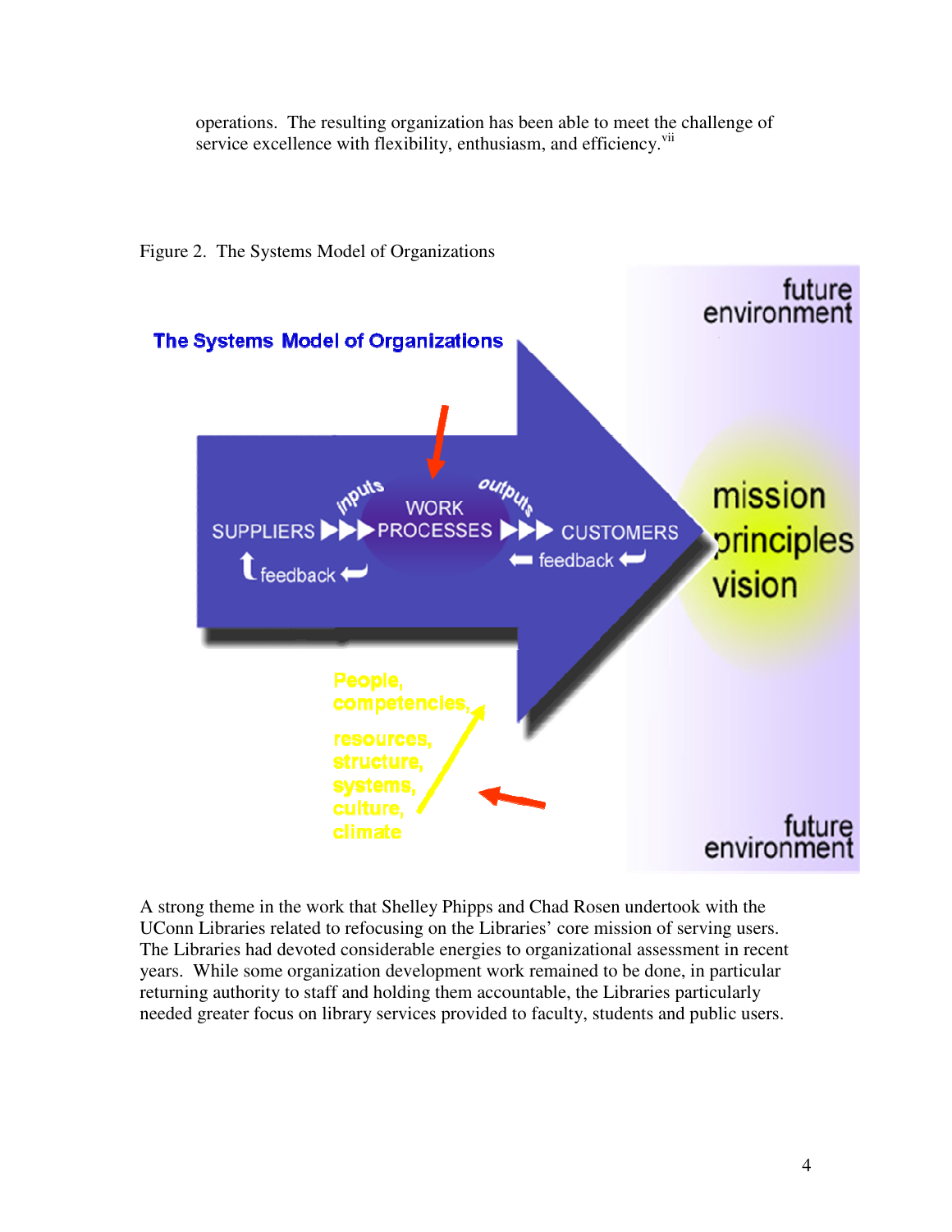operations. The resulting organization has been able to meet the challenge of service excellence with flexibility, enthusiasm, and efficiency.[vii]

Figure 2. The Systems Model of Organizations

A strong theme in the work that Shelley Phipps and Chad Rosen undertook with the UConn Libraries related to refocusing on the Libraries' core mission of serving users. The Libraries had devoted considerable energies to organizational assessment in recent years. While some organization development work remained to be done, in particular returning authority to staff and holding them accountable, the Libraries particularly needed greater focus on library services provided to faculty, students and public users.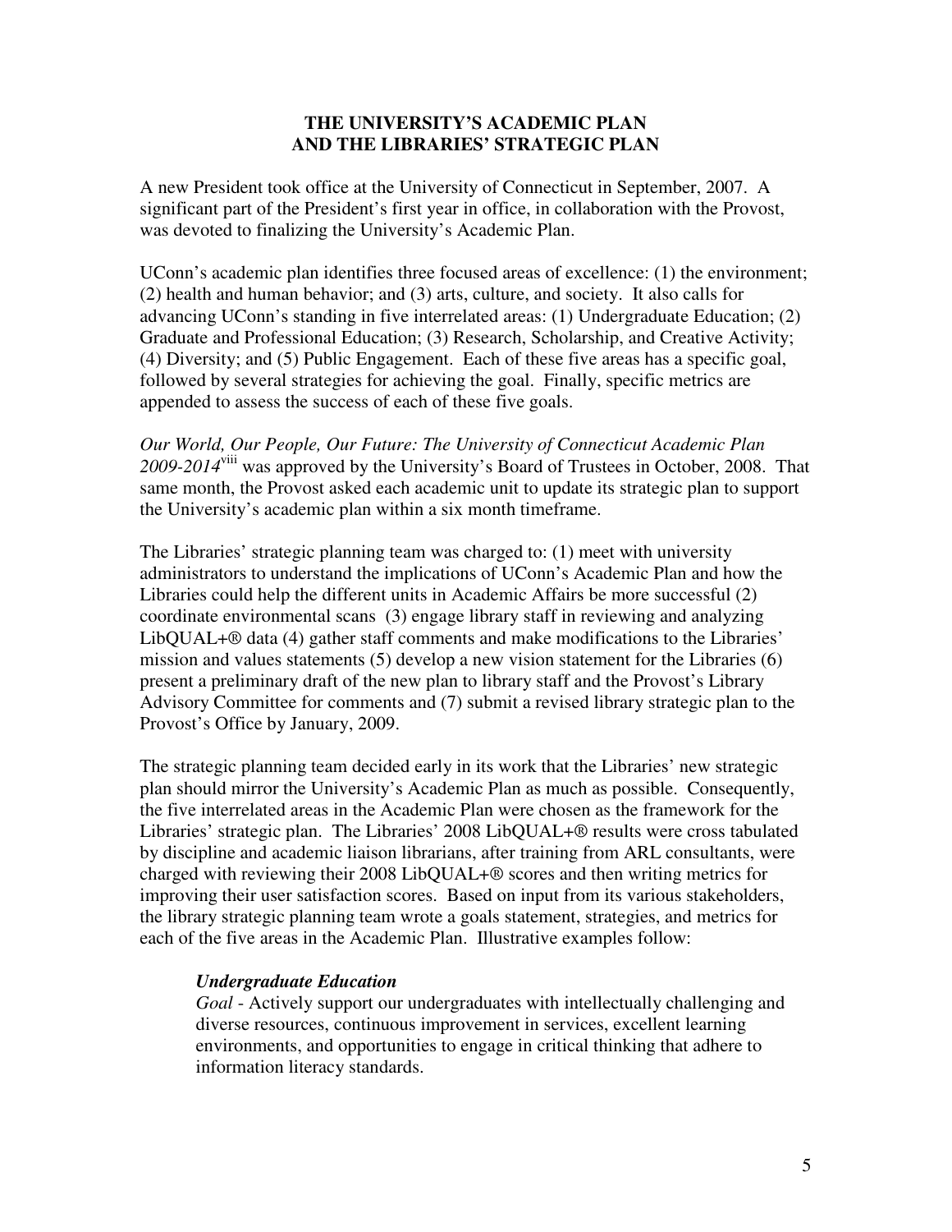## THE UNIVERSITY'S ACADEMIC PLAN AND THE LIBRARIES' STRATEGIC PLAN

A new President took office at the University of Connecticut in September, 2007. A significant part of the President's first year in office, in collaboration with the Provost, was devoted to finalizing the University's Academic Plan.

UConn's academic plan identifies three focused areas of excellence: (1) the environment; (2) health and human behavior; and (3) arts, culture, and society. It also calls for advancing UConn's standing in five interrelated areas: (1) Undergraduate Education; (2) Graduate and Professional Education; (3) Research, Scholarship, and Creative Activity; (4) Diversity; and (5) Public Engagement. Each of these five areas has a specific goal, followed by several strategies for achieving the goal. Finally, specific metrics are appended to assess the success of each of these five goals.

*Our World, Our People, Our Future: The University of Connecticut Academic Plan 2009-2014*[viii] was approved by the University's Board of Trustees in October, 2008. That same month, the Provost asked each academic unit to update its strategic plan to support the University's academic plan within a six month timeframe.

The Libraries' strategic planning team was charged to: (1) meet with university administrators to understand the implications of UConn's Academic Plan and how the Libraries could help the different units in Academic Affairs be more successful (2) coordinate environmental scans (3) engage library staff in reviewing and analyzing LibQUAL+® data (4) gather staff comments and make modifications to the Libraries' mission and values statements (5) develop a new vision statement for the Libraries (6) present a preliminary draft of the new plan to library staff and the Provost's Library Advisory Committee for comments and (7) submit a revised library strategic plan to the Provost's Office by January, 2009.

The strategic planning team decided early in its work that the Libraries' new strategic plan should mirror the University's Academic Plan as much as possible. Consequently, the five interrelated areas in the Academic Plan were chosen as the framework for the Libraries' strategic plan. The Libraries' 2008 LibQUAL+® results were cross tabulated by discipline and academic liaison librarians, after training from ARL consultants, were charged with reviewing their 2008 LibQUAL+® scores and then writing metrics for improving their user satisfaction scores. Based on input from its various stakeholders, the library strategic planning team wrote a goals statement, strategies, and metrics for each of the five areas in the Academic Plan. Illustrative examples follow:

***Undergraduate Education***

*Goal* - Actively support our undergraduates with intellectually challenging and diverse resources, continuous improvement in services, excellent learning environments, and opportunities to engage in critical thinking that adhere to information literacy standards.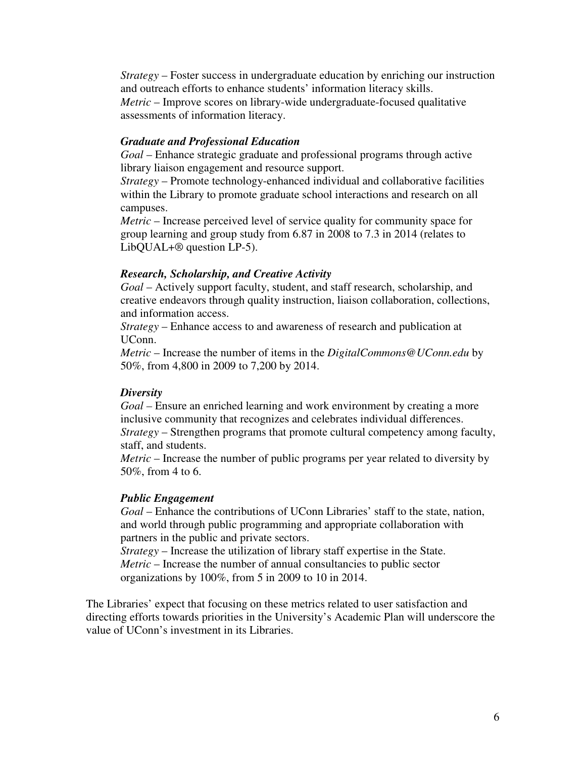*Strategy* – Foster success in undergraduate education by enriching our instruction and outreach efforts to enhance students' information literacy skills.
*Metric* – Improve scores on library-wide undergraduate-focused qualitative assessments of information literacy.

***Graduate and Professional Education***
*Goal* – Enhance strategic graduate and professional programs through active library liaison engagement and resource support.
*Strategy* – Promote technology-enhanced individual and collaborative facilities within the Library to promote graduate school interactions and research on all campuses.
*Metric* – Increase perceived level of service quality for community space for group learning and group study from 6.87 in 2008 to 7.3 in 2014 (relates to LibQUAL+® question LP-5).

***Research, Scholarship, and Creative Activity***
*Goal* – Actively support faculty, student, and staff research, scholarship, and creative endeavors through quality instruction, liaison collaboration, collections, and information access.
*Strategy* – Enhance access to and awareness of research and publication at UConn.
*Metric* – Increase the number of items in the *DigitalCommons@UConn.edu* by 50%, from 4,800 in 2009 to 7,200 by 2014.

***Diversity***
*Goal* – Ensure an enriched learning and work environment by creating a more inclusive community that recognizes and celebrates individual differences.
*Strategy* – Strengthen programs that promote cultural competency among faculty, staff, and students.
*Metric* – Increase the number of public programs per year related to diversity by 50%, from 4 to 6.

***Public Engagement***
*Goal* – Enhance the contributions of UConn Libraries' staff to the state, nation, and world through public programming and appropriate collaboration with partners in the public and private sectors.
*Strategy* – Increase the utilization of library staff expertise in the State.
*Metric* – Increase the number of annual consultancies to public sector organizations by 100%, from 5 in 2009 to 10 in 2014.

The Libraries' expect that focusing on these metrics related to user satisfaction and directing efforts towards priorities in the University's Academic Plan will underscore the value of UConn's investment in its Libraries.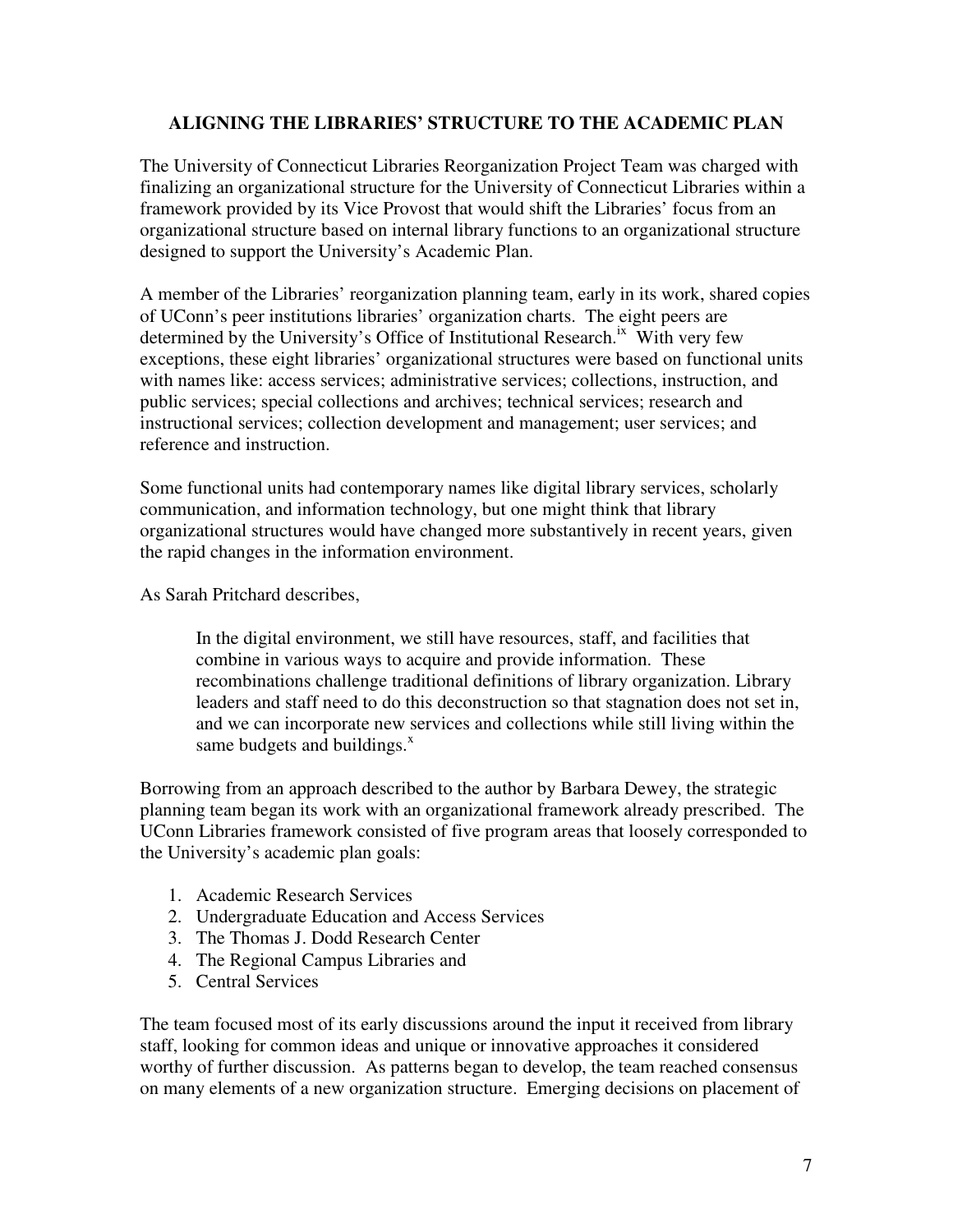## ALIGNING THE LIBRARIES' STRUCTURE TO THE ACADEMIC PLAN

The University of Connecticut Libraries Reorganization Project Team was charged with finalizing an organizational structure for the University of Connecticut Libraries within a framework provided by its Vice Provost that would shift the Libraries' focus from an organizational structure based on internal library functions to an organizational structure designed to support the University's Academic Plan.

A member of the Libraries' reorganization planning team, early in its work, shared copies of UConn's peer institutions libraries' organization charts. The eight peers are determined by the University's Office of Institutional Research.[ix] With very few exceptions, these eight libraries' organizational structures were based on functional units with names like: access services; administrative services; collections, instruction, and public services; special collections and archives; technical services; research and instructional services; collection development and management; user services; and reference and instruction.

Some functional units had contemporary names like digital library services, scholarly communication, and information technology, but one might think that library organizational structures would have changed more substantively in recent years, given the rapid changes in the information environment.

As Sarah Pritchard describes,

> In the digital environment, we still have resources, staff, and facilities that combine in various ways to acquire and provide information. These recombinations challenge traditional definitions of library organization. Library leaders and staff need to do this deconstruction so that stagnation does not set in, and we can incorporate new services and collections while still living within the same budgets and buildings.[x]

Borrowing from an approach described to the author by Barbara Dewey, the strategic planning team began its work with an organizational framework already prescribed. The UConn Libraries framework consisted of five program areas that loosely corresponded to the University's academic plan goals:

1. Academic Research Services
2. Undergraduate Education and Access Services
3. The Thomas J. Dodd Research Center
4. The Regional Campus Libraries and
5. Central Services

The team focused most of its early discussions around the input it received from library staff, looking for common ideas and unique or innovative approaches it considered worthy of further discussion. As patterns began to develop, the team reached consensus on many elements of a new organization structure. Emerging decisions on placement of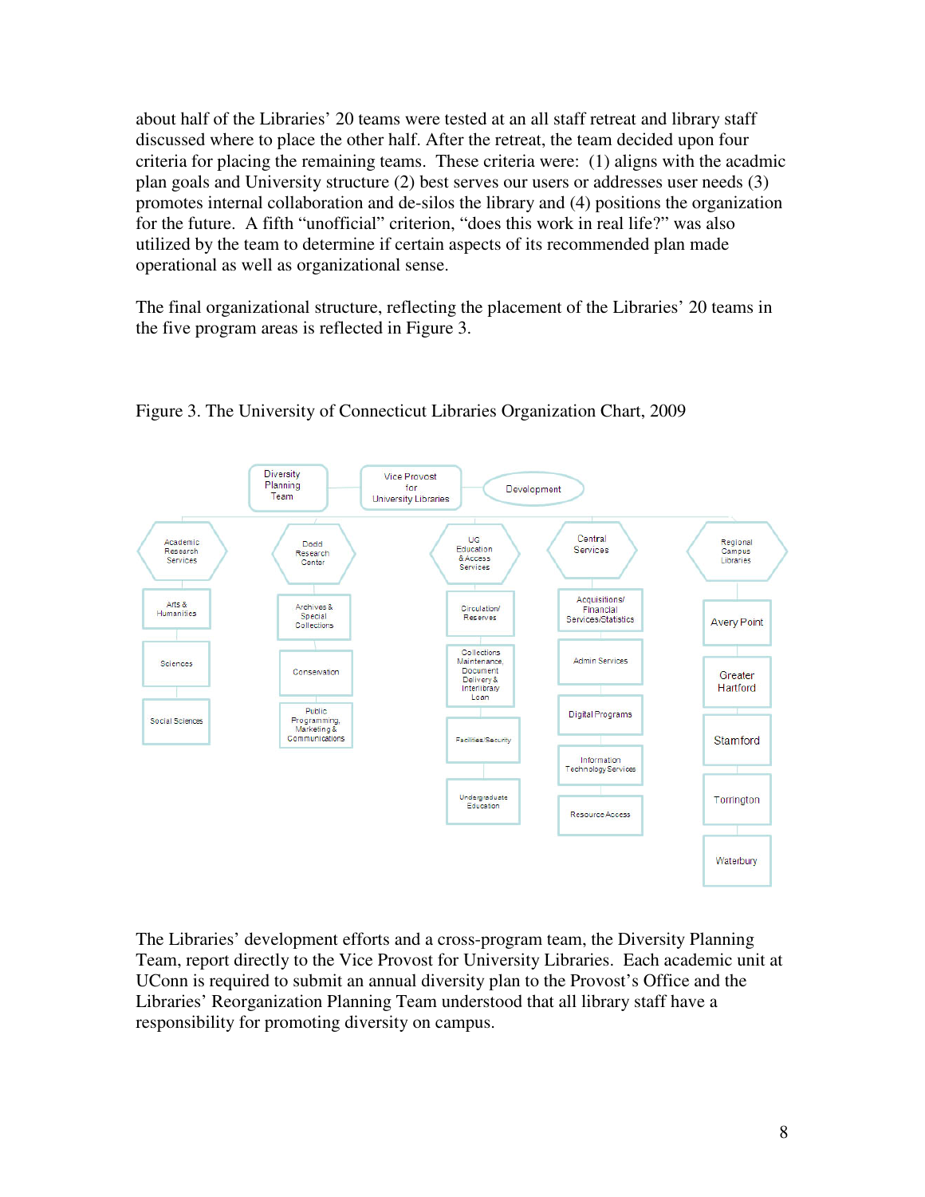about half of the Libraries' 20 teams were tested at an all staff retreat and library staff discussed where to place the other half. After the retreat, the team decided upon four criteria for placing the remaining teams. These criteria were: (1) aligns with the acadmic plan goals and University structure (2) best serves our users or addresses user needs (3) promotes internal collaboration and de-silos the library and (4) positions the organization for the future. A fifth "unofficial" criterion, "does this work in real life?" was also utilized by the team to determine if certain aspects of its recommended plan made operational as well as organizational sense.

The final organizational structure, reflecting the placement of the Libraries' 20 teams in the five program areas is reflected in Figure 3.

Figure 3. The University of Connecticut Libraries Organization Chart, 2009

- Vice Provost for University Libraries
  - Diversity Planning Team
  - Development
  - Academic Research Services
    - Arts & Humanities
    - Sciences
    - Social Sciences
  - Dodd Research Center
    - Archives & Special Collections
    - Conservation
    - Public Programming, Marketing & Communications
  - UG Education & Access Services
    - Circulation/ Reserves
    - Collections Maintenance, Document Delivery & Interlibrary Loan
    - Facilities/Security
    - Undergraduate Education
  - Central Services
    - Acquisitions/ Financial Services/Statistics
    - Admin Services
    - Digital Programs
    - Information Technology Services
    - Resource Access
  - Regional Campus Libraries
    - Avery Point
    - Greater Hartford
    - Stamford
    - Torrington
    - Waterbury

The Libraries' development efforts and a cross-program team, the Diversity Planning Team, report directly to the Vice Provost for University Libraries. Each academic unit at UConn is required to submit an annual diversity plan to the Provost's Office and the Libraries' Reorganization Planning Team understood that all library staff have a responsibility for promoting diversity on campus.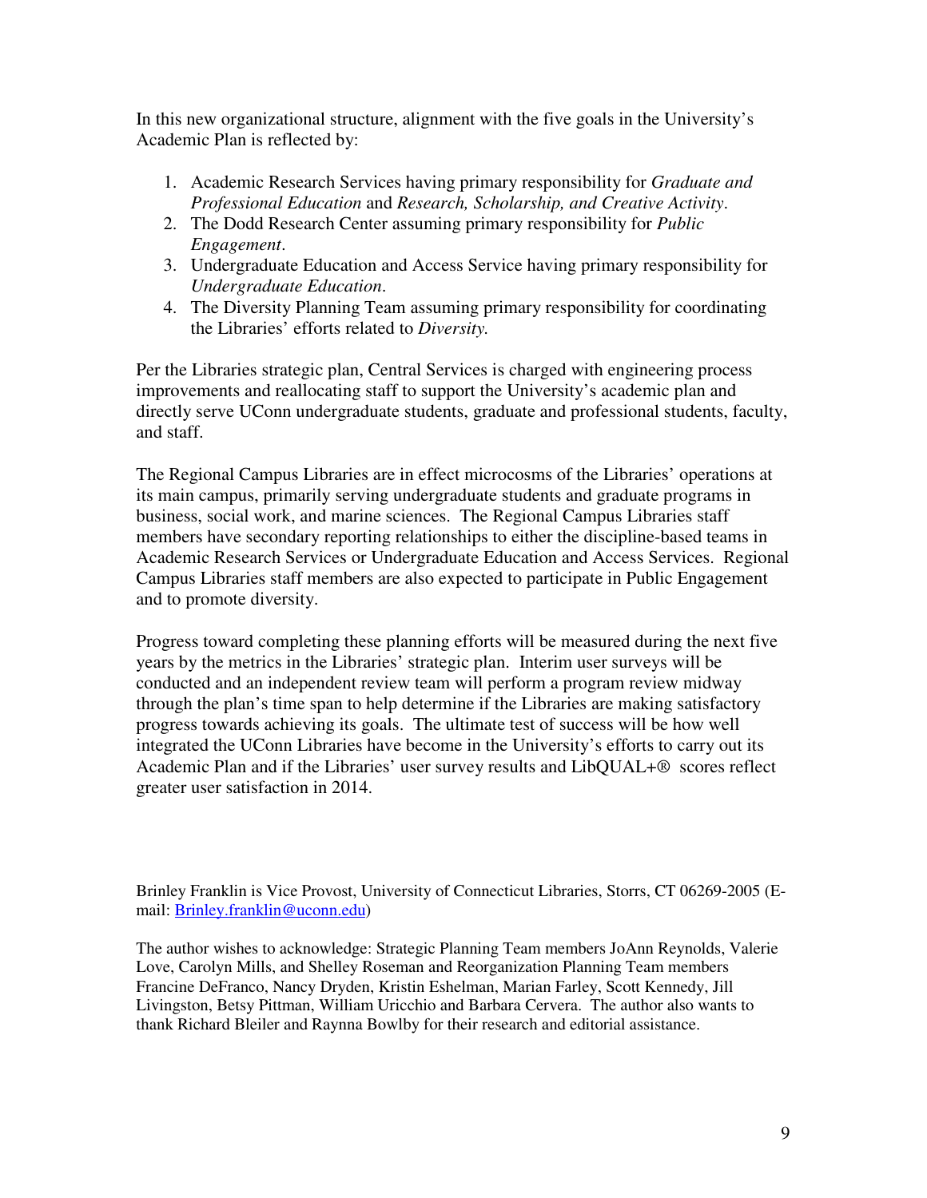In this new organizational structure, alignment with the five goals in the University's Academic Plan is reflected by:

1. Academic Research Services having primary responsibility for *Graduate and Professional Education* and *Research, Scholarship, and Creative Activity*.
2. The Dodd Research Center assuming primary responsibility for *Public Engagement*.
3. Undergraduate Education and Access Service having primary responsibility for *Undergraduate Education*.
4. The Diversity Planning Team assuming primary responsibility for coordinating the Libraries' efforts related to *Diversity.*

Per the Libraries strategic plan, Central Services is charged with engineering process improvements and reallocating staff to support the University's academic plan and directly serve UConn undergraduate students, graduate and professional students, faculty, and staff.

The Regional Campus Libraries are in effect microcosms of the Libraries' operations at its main campus, primarily serving undergraduate students and graduate programs in business, social work, and marine sciences. The Regional Campus Libraries staff members have secondary reporting relationships to either the discipline-based teams in Academic Research Services or Undergraduate Education and Access Services. Regional Campus Libraries staff members are also expected to participate in Public Engagement and to promote diversity.

Progress toward completing these planning efforts will be measured during the next five years by the metrics in the Libraries' strategic plan. Interim user surveys will be conducted and an independent review team will perform a program review midway through the plan's time span to help determine if the Libraries are making satisfactory progress towards achieving its goals. The ultimate test of success will be how well integrated the UConn Libraries have become in the University's efforts to carry out its Academic Plan and if the Libraries' user survey results and LibQUAL+® scores reflect greater user satisfaction in 2014.

Brinley Franklin is Vice Provost, University of Connecticut Libraries, Storrs, CT 06269-2005 (E-mail: Brinley.franklin@uconn.edu)

The author wishes to acknowledge: Strategic Planning Team members JoAnn Reynolds, Valerie Love, Carolyn Mills, and Shelley Roseman and Reorganization Planning Team members Francine DeFranco, Nancy Dryden, Kristin Eshelman, Marian Farley, Scott Kennedy, Jill Livingston, Betsy Pittman, William Uricchio and Barbara Cervera. The author also wants to thank Richard Bleiler and Raynna Bowlby for their research and editorial assistance.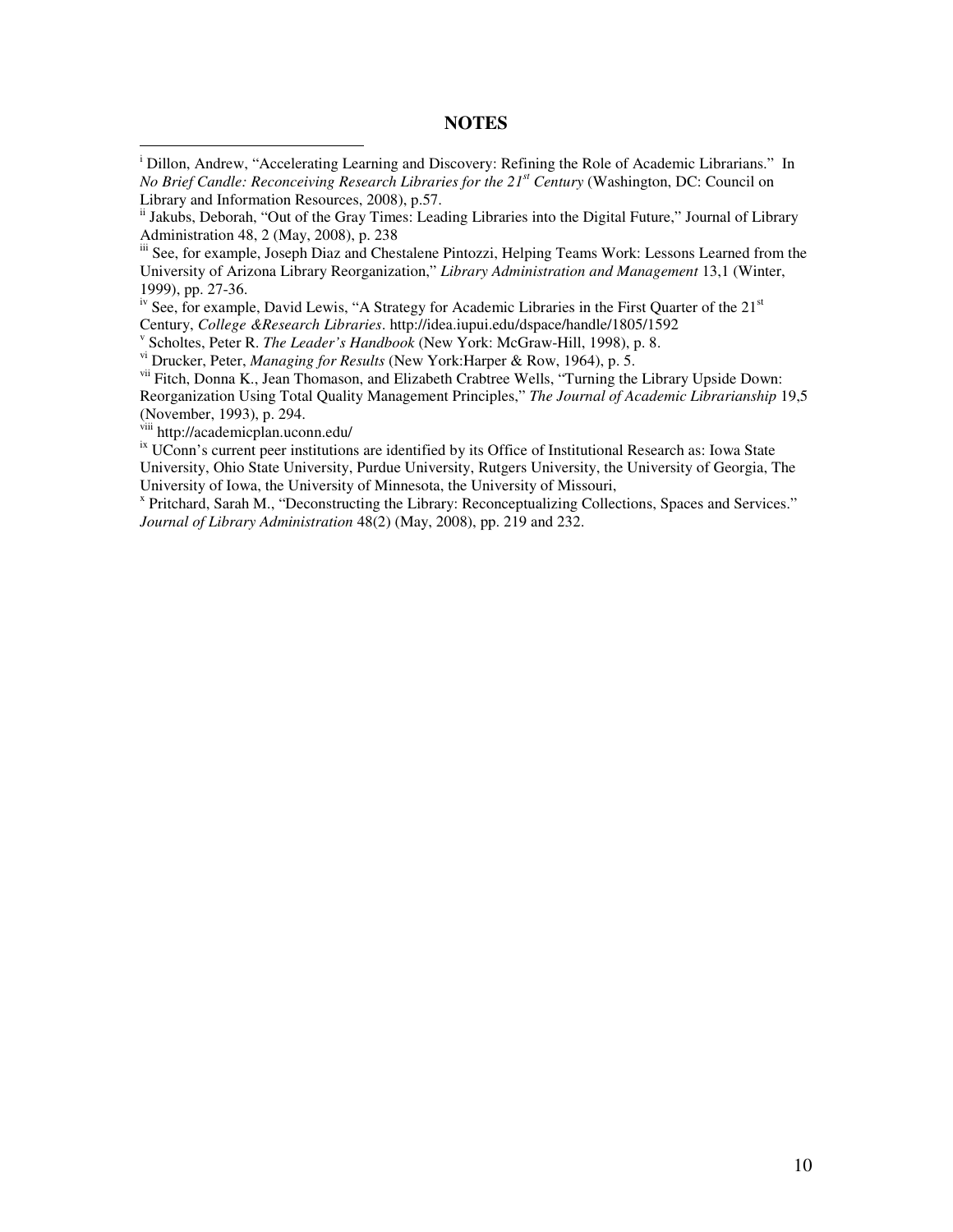## NOTES

[i] Dillon, Andrew, "Accelerating Learning and Discovery: Refining the Role of Academic Librarians." In *No Brief Candle: Reconceiving Research Libraries for the 21st Century* (Washington, DC: Council on Library and Information Resources, 2008), p.57.

[ii] Jakubs, Deborah, "Out of the Gray Times: Leading Libraries into the Digital Future," Journal of Library Administration 48, 2 (May, 2008), p. 238

[iii] See, for example, Joseph Diaz and Chestalene Pintozzi, Helping Teams Work: Lessons Learned from the University of Arizona Library Reorganization," *Library Administration and Management* 13,1 (Winter, 1999), pp. 27-36.

[iv] See, for example, David Lewis, "A Strategy for Academic Libraries in the First Quarter of the 21st Century, *College &Research Libraries*. http://idea.iupui.edu/dspace/handle/1805/1592

[v] Scholtes, Peter R. *The Leader's Handbook* (New York: McGraw-Hill, 1998), p. 8.

[vi] Drucker, Peter, *Managing for Results* (New York:Harper & Row, 1964), p. 5.

[vii] Fitch, Donna K., Jean Thomason, and Elizabeth Crabtree Wells, "Turning the Library Upside Down: Reorganization Using Total Quality Management Principles," *The Journal of Academic Librarianship* 19,5 (November, 1993), p. 294.

[viii] http://academicplan.uconn.edu/

[ix] UConn's current peer institutions are identified by its Office of Institutional Research as: Iowa State University, Ohio State University, Purdue University, Rutgers University, the University of Georgia, The University of Iowa, the University of Minnesota, the University of Missouri,

[x] Pritchard, Sarah M., "Deconstructing the Library: Reconceptualizing Collections, Spaces and Services." *Journal of Library Administration* 48(2) (May, 2008), pp. 219 and 232.